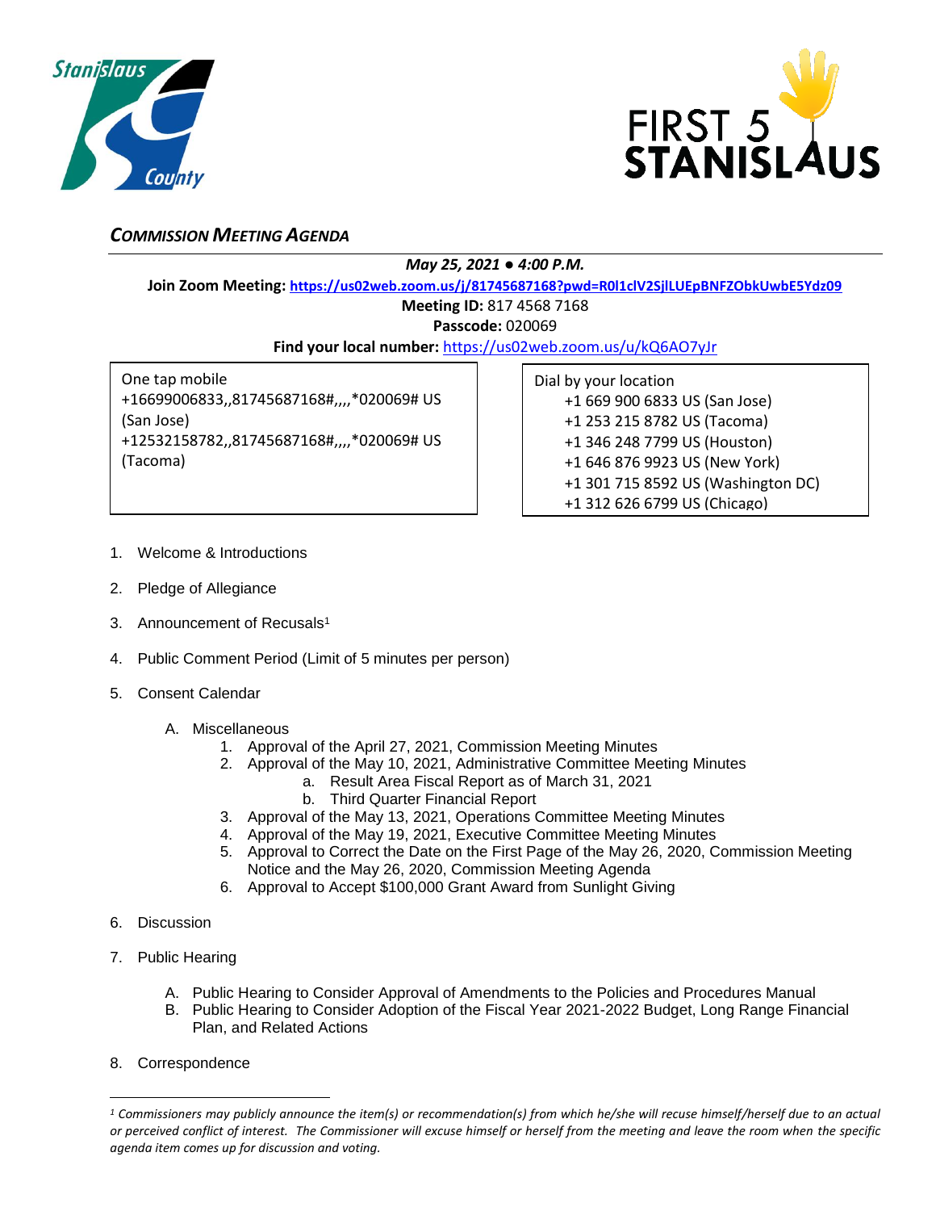## *COMMISSION MEETING AGENDA*

***May 25, 2021 ● 4:00 P.M.***

**Join Zoom Meeting:** **https://us02web.zoom.us/j/81745687168?pwd=R0l1clV2SjlLUEpBNFZObkUwbE5Ydz09**

**Meeting ID:** 817 4568 7168

**Passcode:** 020069

**Find your local number:** https://us02web.zoom.us/u/kQ6AO7yJr

One tap mobile
+16699006833,,81745687168#,,,,*020069# US (San Jose)
+12532158782,,81745687168#,,,,*020069# US (Tacoma)

Dial by your location
+1 669 900 6833 US (San Jose)
+1 253 215 8782 US (Tacoma)
+1 346 248 7799 US (Houston)
+1 646 876 9923 US (New York)
+1 301 715 8592 US (Washington DC)
+1 312 626 6799 US (Chicago)

1. Welcome & Introductions
2. Pledge of Allegiance
3. Announcement of Recusals[1]
4. Public Comment Period (Limit of 5 minutes per person)
5. Consent Calendar
   - A. Miscellaneous
     1. Approval of the April 27, 2021, Commission Meeting Minutes
     2. Approval of the May 10, 2021, Administrative Committee Meeting Minutes
        - a. Result Area Fiscal Report as of March 31, 2021
        - b. Third Quarter Financial Report
     3. Approval of the May 13, 2021, Operations Committee Meeting Minutes
     4. Approval of the May 19, 2021, Executive Committee Meeting Minutes
     5. Approval to Correct the Date on the First Page of the May 26, 2020, Commission Meeting Notice and the May 26, 2020, Commission Meeting Agenda
     6. Approval to Accept $100,000 Grant Award from Sunlight Giving
6. Discussion
7. Public Hearing
   - A. Public Hearing to Consider Approval of Amendments to the Policies and Procedures Manual
   - B. Public Hearing to Consider Adoption of the Fiscal Year 2021-2022 Budget, Long Range Financial Plan, and Related Actions
8. Correspondence

---

*[1] Commissioners may publicly announce the item(s) or recommendation(s) from which he/she will recuse himself/herself due to an actual or perceived conflict of interest. The Commissioner will excuse himself or herself from the meeting and leave the room when the specific agenda item comes up for discussion and voting.*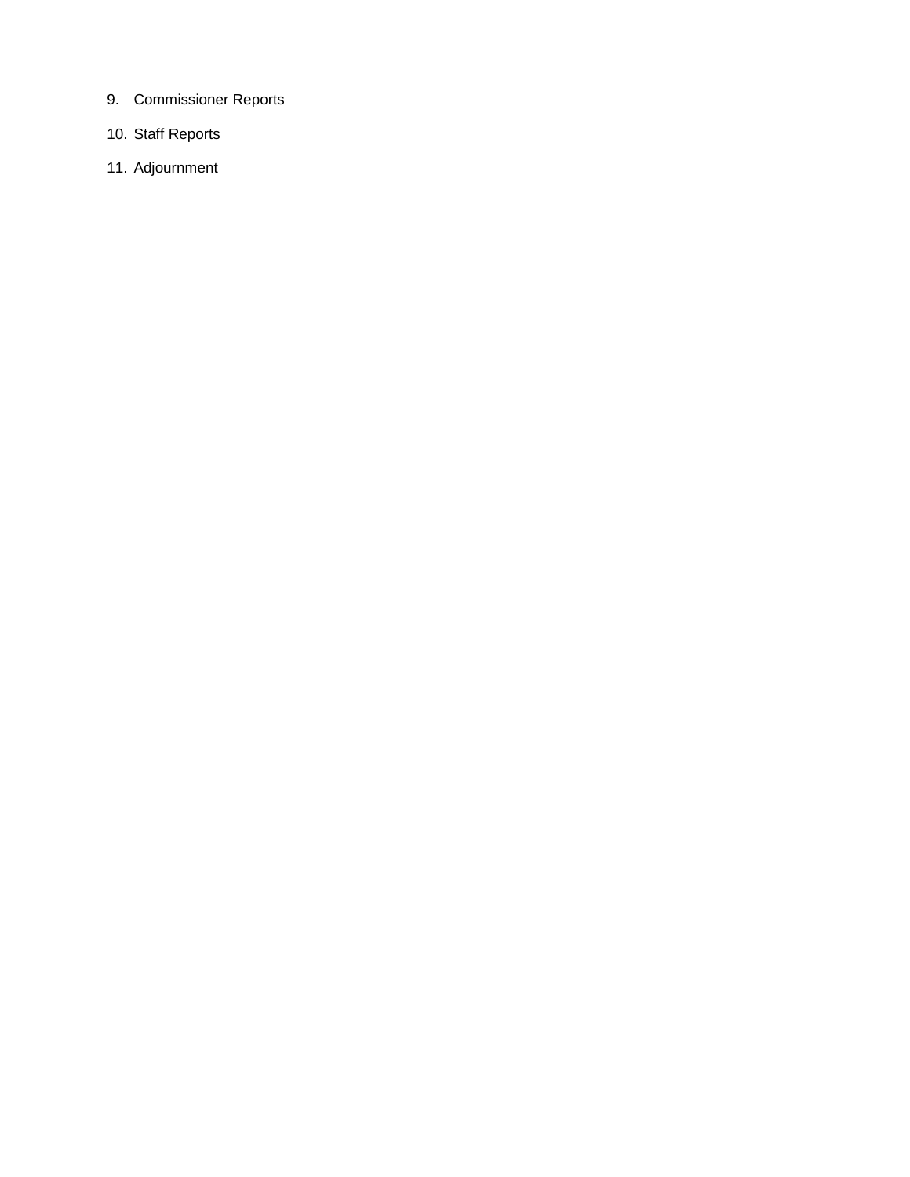9. Commissioner Reports

10. Staff Reports

11. Adjournment